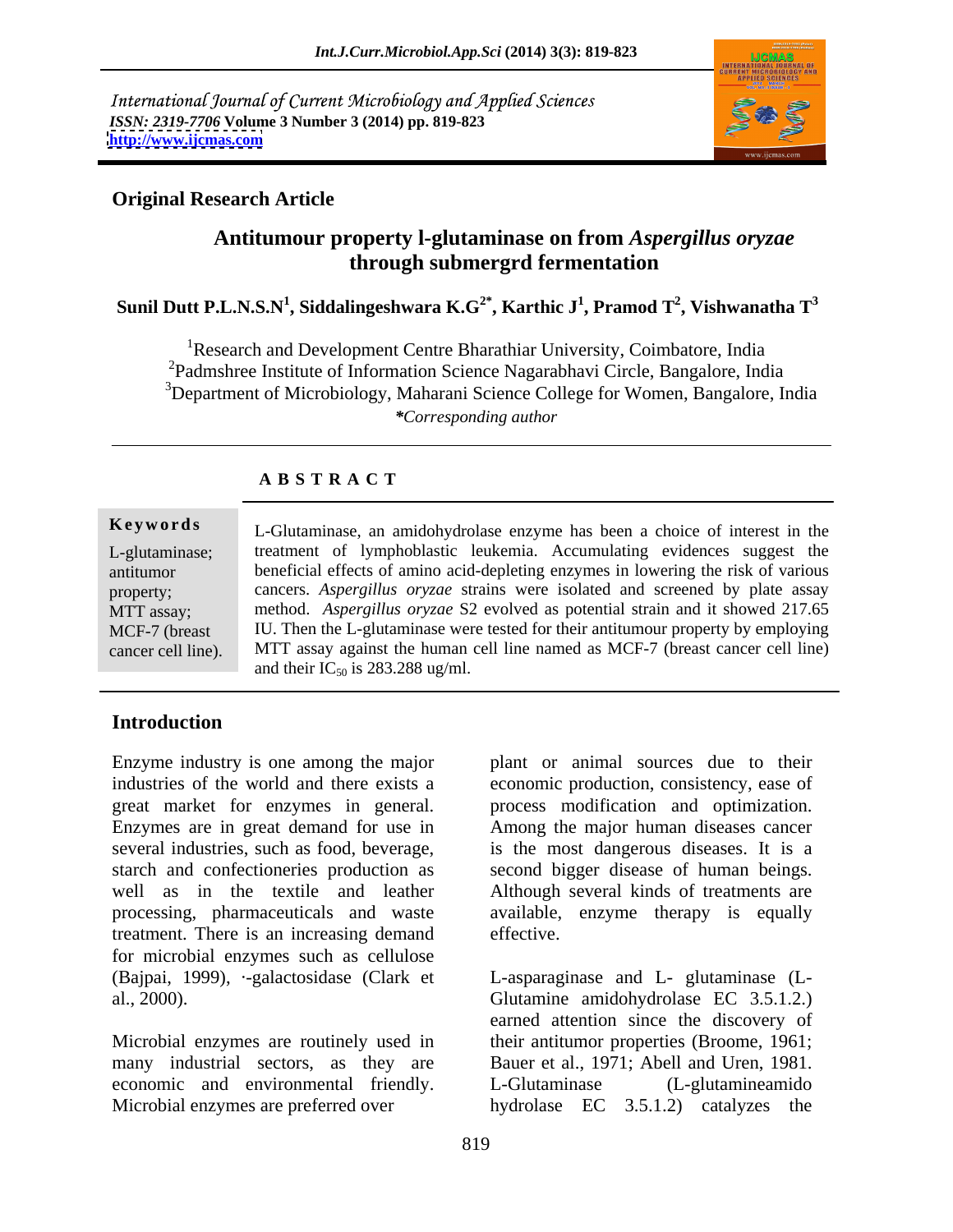*International Journal of Current Microbiology and Applied Sciences*
*ISSN: 2319-7706* **Volume 3 Number 3 (2014) pp. 819-823**
**http://www.ijcmas.com**

**Original Research Article**

# Antitumour property l-glutaminase on from *Aspergillus oryzae* through submergrd fermentation

**Sunil Dutt P.L.N.S.N[1], Siddalingeshwara K.G[2*], Karthic J[1], Pramod T[2], Vishwanatha T[3]**

[1]Research and Development Centre Bharathiar University, Coimbatore, India
[2]Padmshree Institute of Information Science Nagarabhavi Circle, Bangalore, India
[3]Department of Microbiology, Maharani Science College for Women, Bangalore, India
*\*Corresponding author*

## A B S T R A C T

**Keywords**

L-glutaminase; antitumor property; MTT assay; MCF-7 (breast cancer cell line).

L-Glutaminase, an amidohydrolase enzyme has been a choice of interest in the treatment of lymphoblastic leukemia. Accumulating evidences suggest the beneficial effects of amino acid-depleting enzymes in lowering the risk of various cancers. *Aspergillus oryzae* strains were isolated and screened by plate assay method. *Aspergillus oryzae* S2 evolved as potential strain and it showed 217.65 IU. Then the L-glutaminase were tested for their antitumour property by employing MTT assay against the human cell line named as MCF-7 (breast cancer cell line) and their $IC_{50}$ is 283.288 ug/ml.

## Introduction

Enzyme industry is one among the major industries of the world and there exists a great market for enzymes in general. Enzymes are in great demand for use in several industries, such as food, beverage, starch and confectioneries production as well as in the textile and leather processing, pharmaceuticals and waste treatment. There is an increasing demand for microbial enzymes such as cellulose (Bajpai, 1999), ·-galactosidase (Clark et al., 2000).

Microbial enzymes are routinely used in many industrial sectors, as they are economic and environmental friendly. Microbial enzymes are preferred over plant or animal sources due to their economic production, consistency, ease of process modification and optimization. Among the major human diseases cancer is the most dangerous diseases. It is a second bigger disease of human beings. Although several kinds of treatments are available, enzyme therapy is equally effective.

L-asparaginase and L- glutaminase (L-Glutamine amidohydrolase EC 3.5.1.2.) earned attention since the discovery of their antitumor properties (Broome, 1961; Bauer et al., 1971; Abell and Uren, 1981. L-Glutaminase (L-glutamineamido hydrolase EC 3.5.1.2) catalyzes the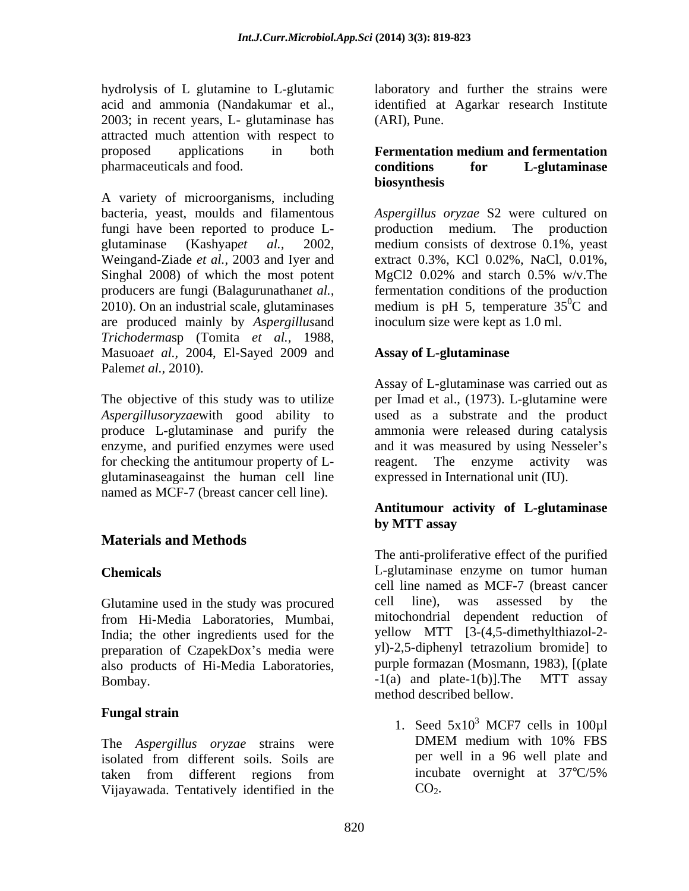hydrolysis of L glutamine to L-glutamic acid and ammonia (Nandakumar et al., 2003; in recent years, L- glutaminase has attracted much attention with respect to proposed applications in both pharmaceuticals and food.

A variety of microorganisms, including bacteria, yeast, moulds and filamentous fungi have been reported to produce L-glutaminase (Kashyap*et al.,* 2002, Weingand-Ziade *et al.,* 2003 and Iyer and Singhal 2008) of which the most potent producers are fungi (Balagurunathan*et al.,* 2010). On an industrial scale, glutaminases are produced mainly by *Aspergillus*and *Trichoderma*sp (Tomita *et al.,* 1988, Masuoa*et al.,* 2004, El-Sayed 2009 and Palem*et al.,* 2010).

The objective of this study was to utilize *Aspergillusoryzae*with good ability to produce L-glutaminase and purify the enzyme, and purified enzymes were used for checking the antitumour property of L-glutaminaseagainst the human cell line named as MCF-7 (breast cancer cell line).

## Materials and Methods

### Chemicals

Glutamine used in the study was procured from Hi-Media Laboratories, Mumbai, India; the other ingredients used for the preparation of CzapekDox's media were also products of Hi-Media Laboratories, Bombay.

### Fungal strain

The *Aspergillus oryzae* strains were isolated from different soils. Soils are taken from different regions from Vijayawada. Tentatively identified in the laboratory and further the strains were identified at Agarkar research Institute (ARI), Pune.

### Fermentation medium and fermentation conditions for L-glutaminase biosynthesis

*Aspergillus oryzae* S2 were cultured on production medium. The production medium consists of dextrose 0.1%, yeast extract 0.3%, KCl 0.02%, NaCl, 0.01%, MgCl2 0.02% and starch 0.5% w/v.The fermentation conditions of the production medium is pH 5, temperature $35^0$C and inoculum size were kept as 1.0 ml.

### Assay of L-glutaminase

Assay of L-glutaminase was carried out as per Imad et al., (1973). L-glutamine were used as a substrate and the product ammonia were released during catalysis and it was measured by using Nesseler's reagent. The enzyme activity was expressed in International unit (IU).

### Antitumour activity of L-glutaminase by MTT assay

The anti-proliferative effect of the purified L-glutaminase enzyme on tumor human cell line named as MCF-7 (breast cancer cell line), was assessed by the mitochondrial dependent reduction of yellow MTT [3-(4,5-dimethylthiazol-2-yl)-2,5-diphenyl tetrazolium bromide] to purple formazan (Mosmann, 1983), [(plate -1(a) and plate-1(b)].The MTT assay method described bellow.

1. Seed $5x10^3$ MCF7 cells in 100µl DMEM medium with 10% FBS per well in a 96 well plate and incubate overnight at 37°C/5% $CO_2$.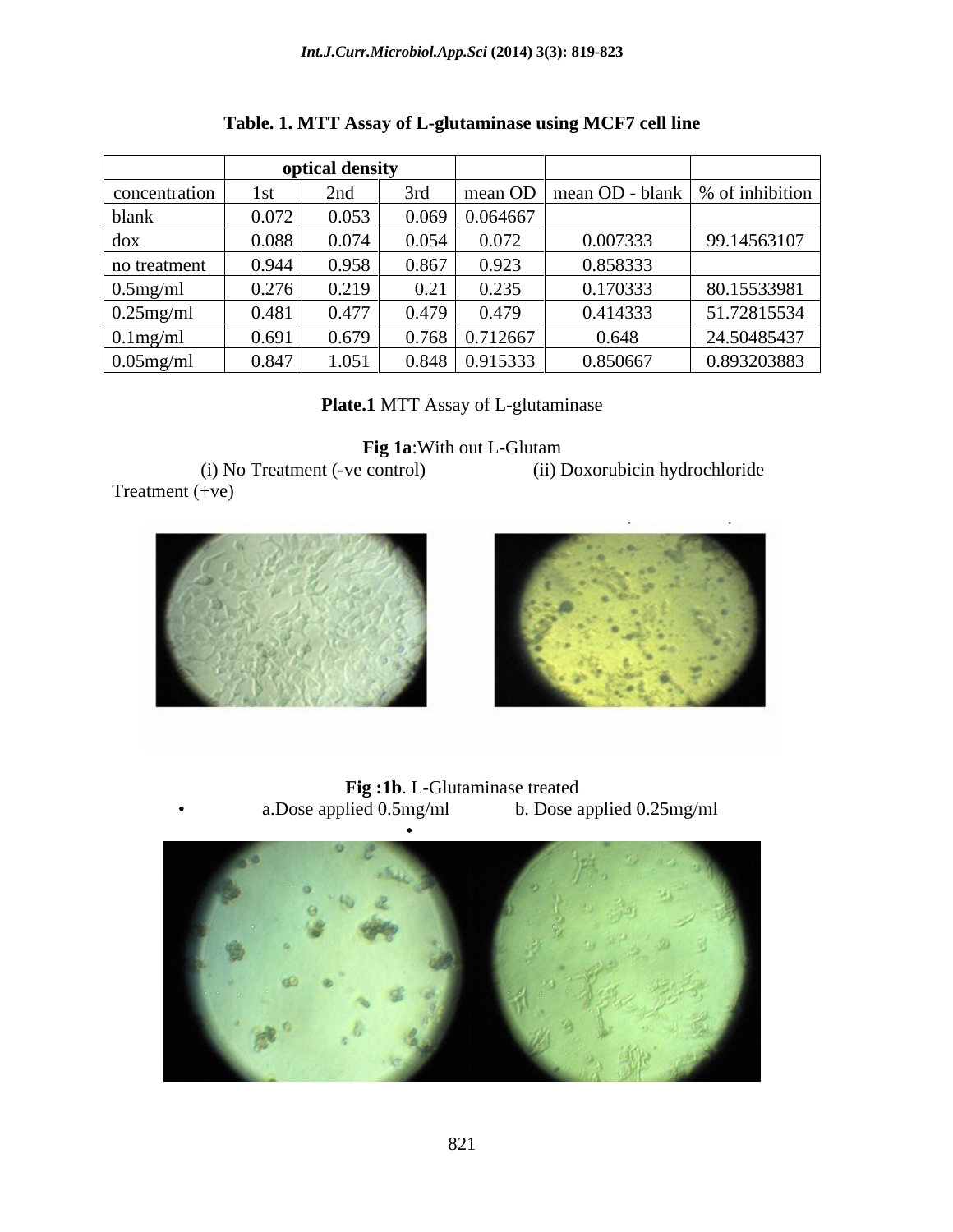**Table. 1. MTT Assay of L-glutaminase using MCF7 cell line**

| | optical density | | | | | |
|---|---|---|---|---|---|---|
| concentration | 1st | 2nd | 3rd | mean OD | mean OD - blank | % of inhibition |
| blank | 0.072 | 0.053 | 0.069 | 0.064667 | | |
| dox | 0.088 | 0.074 | 0.054 | 0.072 | 0.007333 | 99.14563107 |
| no treatment | 0.944 | 0.958 | 0.867 | 0.923 | 0.858333 | |
| 0.5mg/ml | 0.276 | 0.219 | 0.21 | 0.235 | 0.170333 | 80.15533981 |
| 0.25mg/ml | 0.481 | 0.477 | 0.479 | 0.479 | 0.414333 | 51.72815534 |
| 0.1mg/ml | 0.691 | 0.679 | 0.768 | 0.712667 | 0.648 | 24.50485437 |
| 0.05mg/ml | 0.847 | 1.051 | 0.848 | 0.915333 | 0.850667 | 0.893203883 |

**Plate.1** MTT Assay of L-glutaminase

**Fig 1a**:With out L-Glutam

(i) No Treatment (-ve control) (ii) Doxorubicin hydrochloride Treatment (+ve)

**Fig :1b**. L-Glutaminase treated

a.Dose applied 0.5mg/ml b. Dose applied 0.25mg/ml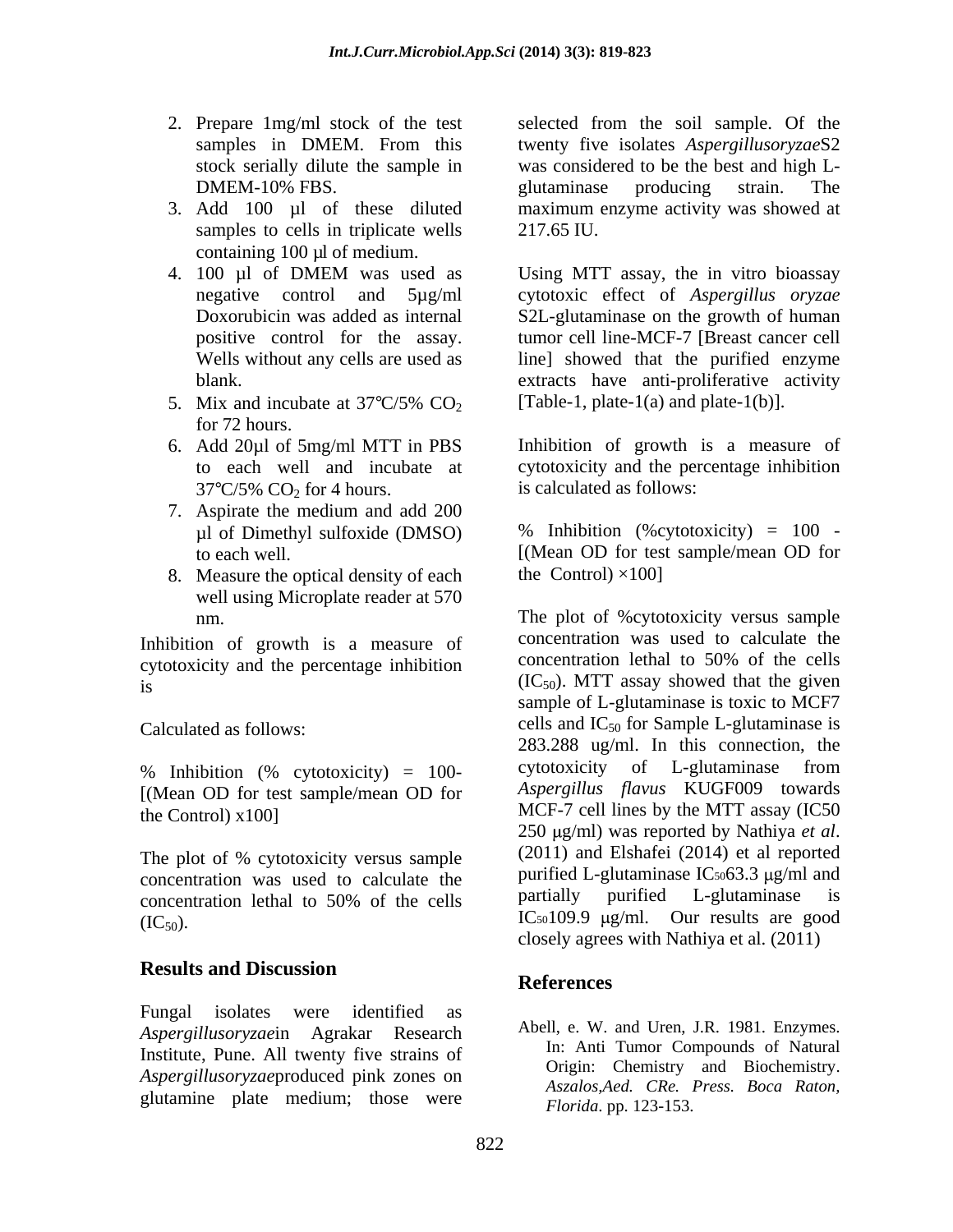2. Prepare 1mg/ml stock of the test samples in DMEM. From this stock serially dilute the sample in DMEM-10% FBS.
3. Add 100 µl of these diluted samples to cells in triplicate wells containing 100 µl of medium.
4. 100 µl of DMEM was used as negative control and 5µg/ml Doxorubicin was added as internal positive control for the assay. Wells without any cells are used as blank.
5. Mix and incubate at 37°C/5% $CO_2$ for 72 hours.
6. Add 20µl of 5mg/ml MTT in PBS to each well and incubate at 37°C/5% $CO_2$ for 4 hours.
7. Aspirate the medium and add 200 µl of Dimethyl sulfoxide (DMSO) to each well.
8. Measure the optical density of each well using Microplate reader at 570 nm.

Inhibition of growth is a measure of cytotoxicity and the percentage inhibition is

Calculated as follows:

% Inhibition (% cytotoxicity) = 100- [(Mean OD for test sample/mean OD for the Control) x100]

The plot of % cytotoxicity versus sample concentration was used to calculate the concentration lethal to 50% of the cells ($IC_{50}$).

## Results and Discussion

Fungal isolates were identified as *Aspergillusoryzae*in Agrakar Research Institute, Pune. All twenty five strains of *Aspergillusoryzae*produced pink zones on glutamine plate medium; those were selected from the soil sample. Of the twenty five isolates *Aspergillusoryzae*S2 was considered to be the best and high L-glutaminase producing strain. The maximum enzyme activity was showed at 217.65 IU.

Using MTT assay, the in vitro bioassay cytotoxic effect of *Aspergillus oryzae* S2L-glutaminase on the growth of human tumor cell line-MCF-7 [Breast cancer cell line] showed that the purified enzyme extracts have anti-proliferative activity [Table-1, plate-1(a) and plate-1(b)].

Inhibition of growth is a measure of cytotoxicity and the percentage inhibition is calculated as follows:

% Inhibition (%cytotoxicity) = 100 - [(Mean OD for test sample/mean OD for the Control) ×100]

The plot of %cytotoxicity versus sample concentration was used to calculate the concentration lethal to 50% of the cells ($IC_{50}$). MTT assay showed that the given sample of L-glutaminase is toxic to MCF7 cells and $IC_{50}$ for Sample L-glutaminase is 283.288 ug/ml. In this connection, the cytotoxicity of L-glutaminase from *Aspergillus flavus* KUGF009 towards MCF-7 cell lines by the MTT assay (IC50 250 µg/ml) was reported by Nathiya *et al*. (2011) and Elshafei (2014) et al reported purified L-glutaminase $IC_{50}$63.3 µg/ml and partially purified L-glutaminase is $IC_{50}$109.9 µg/ml. Our results are good closely agrees with Nathiya et al. (2011)

## References

Abell, e. W. and Uren, J.R. 1981. Enzymes. In: Anti Tumor Compounds of Natural Origin: Chemistry and Biochemistry. *Aszalos,Aed. CRe. Press. Boca Raton, Florida*. pp. 123-153.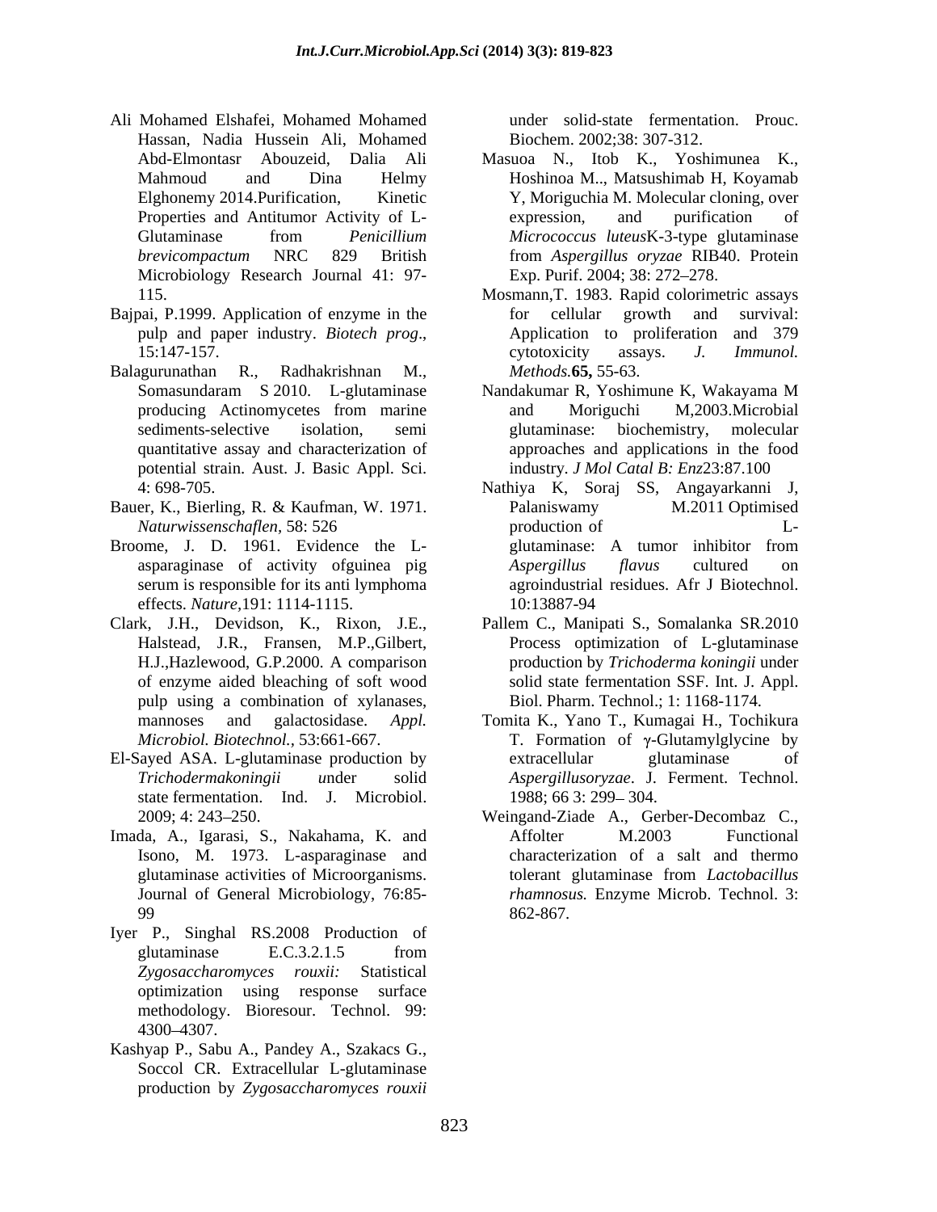Ali Mohamed Elshafei, Mohamed Mohamed Hassan, Nadia Hussein Ali, Mohamed Abd-Elmontasr Abouzeid, Dalia Ali Mahmoud and Dina Helmy Elghonemy 2014.Purification, Kinetic Properties and Antitumor Activity of L-Glutaminase from *Penicillium brevicompactum* NRC 829 British Microbiology Research Journal 41: 97-115.

Bajpai, P.1999. Application of enzyme in the pulp and paper industry. *Biotech prog*., 15:147-157.

Balagurunathan R., Radhakrishnan M., Somasundaram S 2010. L-glutaminase producing Actinomycetes from marine sediments-selective isolation, semi quantitative assay and characterization of potential strain. Aust. J. Basic Appl. Sci. 4: 698-705.

Bauer, K., Bierling, R. & Kaufman, W. 1971. *Naturwissenschaflen*, 58: 526

Broome, J. D. 1961. Evidence the L-asparaginase of activity ofguinea pig serum is responsible for its anti lymphoma effects. *Nature*,191: 1114-1115.

Clark, J.H., Devidson, K., Rixon, J.E., Halstead, J.R., Fransen, M.P.,Gilbert, H.J.,Hazlewood, G.P.2000. A comparison of enzyme aided bleaching of soft wood pulp using a combination of xylanases, mannoses and galactosidase. *Appl. Microbiol. Biotechnol.*, 53:661-667.

El-Sayed ASA. L-glutaminase production by *Trichodermakoningii u*nder solid state fermentation. Ind. J. Microbiol. 2009; 4: 243–250.

Imada, A., Igarasi, S., Nakahama, K. and Isono, M. 1973. L-asparaginase and glutaminase activities of Microorganisms. Journal of General Microbiology, 76:85-99

Iyer P., Singhal RS.2008 Production of glutaminase E.C.3.2.1.5 from *Zygosaccharomyces rouxii:* Statistical optimization using response surface methodology. Bioresour. Technol. 99: 4300–4307.

Kashyap P., Sabu A., Pandey A., Szakacs G., Soccol CR. Extracellular L-glutaminase production by *Zygosaccharomyces rouxii* under solid-state fermentation. Prouc. Biochem. 2002;38: 307-312.

Masuoa N., Itob K., Yoshimunea K., Hoshinoa M.., Matsushimab H, Koyamab Y, Moriguchia M. Molecular cloning, over expression, and purification of *Micrococcus luteus*K-3-type glutaminase from *Aspergillus oryzae* RIB40. Protein Exp. Purif. 2004; 38: 272–278.

Mosmann,T. 1983. Rapid colorimetric assays for cellular growth and survival: Application to proliferation and 379 cytotoxicity assays. *J. Immunol. Methods.***65,** 55-63.

Nandakumar R, Yoshimune K, Wakayama M and Moriguchi M,2003.Microbial glutaminase: biochemistry, molecular approaches and applications in the food industry. *J Mol Catal B: Enz*23:87.100

Nathiya K, Soraj SS, Angayarkanni J, Palaniswamy M.2011 Optimised production of L-glutaminase: A tumor inhibitor from *Aspergillus flavus* cultured on agroindustrial residues. Afr J Biotechnol. 10:13887-94

Pallem C., Manipati S., Somalanka SR.2010 Process optimization of L-glutaminase production by *Trichoderma koningii* under solid state fermentation SSF. Int. J. Appl. Biol. Pharm. Technol.; 1: 1168-1174.

Tomita K., Yano T., Kumagai H., Tochikura T. Formation of γ-Glutamylglycine by extracellular glutaminase of *Aspergillusoryzae*. J. Ferment. Technol. 1988; 66 3: 299– 304.

Weingand-Ziade A., Gerber-Decombaz C., Affolter M.2003 Functional characterization of a salt and thermo tolerant glutaminase from *Lactobacillus rhamnosus.* Enzyme Microb. Technol. 3: 862-867.